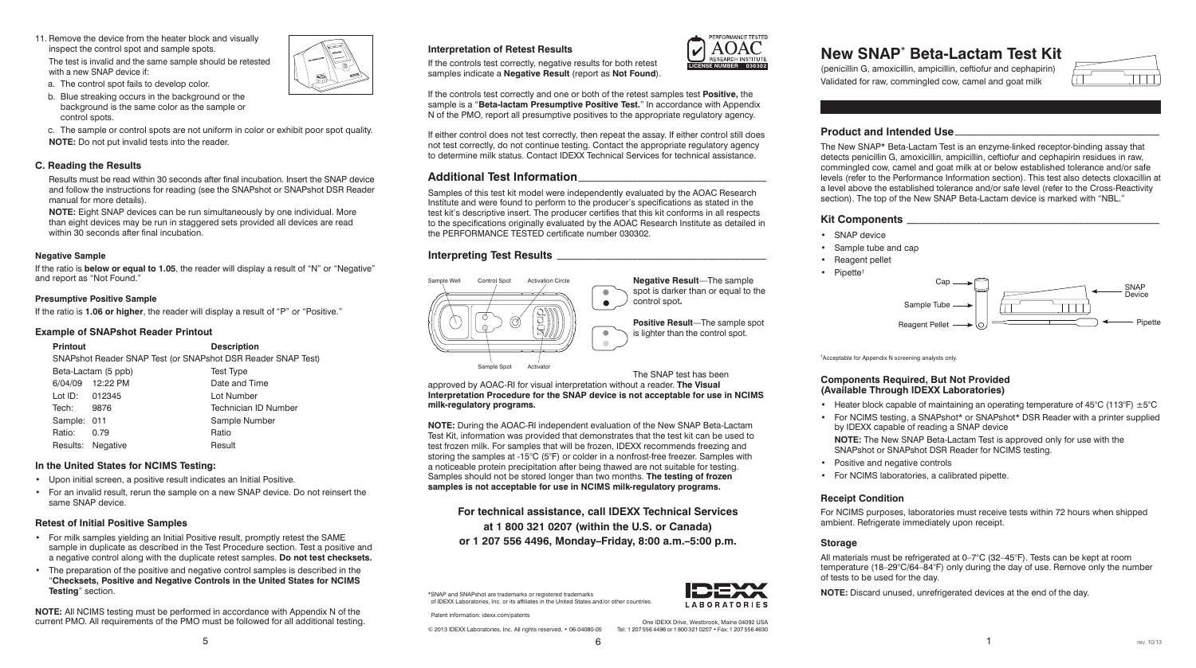11. Remove the device from the heater block and visually inspect the control spot and sample spots.

    The test is invalid and the same sample should be retested with a new SNAP device if:

    a. The control spot fails to develop color.

    b. Blue streaking occurs in the background or the background is the same color as the sample or control spots.

    c. The sample or control spots are not uniform in color or exhibit poor spot quality.

    **NOTE:** Do not put invalid tests into the reader.

### C. Reading the Results

Results must be read within 30 seconds after final incubation. Insert the SNAP device and follow the instructions for reading (see the SNAPshot or SNAPshot DSR Reader manual for more details).

**NOTE:** Eight SNAP devices can be run simultaneously by one individual. More than eight devices may be run in staggered sets provided all devices are read within 30 seconds after final incubation.

#### Negative Sample

If the ratio is **below or equal to 1.05**, the reader will display a result of "N" or "Negative" and report as "Not Found."

#### Presumptive Positive Sample

If the ratio is **1.06 or higher**, the reader will display a result of "P" or "Positive."

### Example of SNAPshot Reader Printout

| Printout | Description |
|---|---|
| SNAPshot Reader SNAP Test (or SNAPshot DSR Reader SNAP Test) | |
| Beta-Lactam (5 ppb) | Test Type |
| 6/04/09 12:22 PM | Date and Time |
| Lot ID: 012345 | Lot Number |
| Tech: 9876 | Technician ID Number |
| Sample: 011 | Sample Number |
| Ratio: 0.79 | Ratio |
| Results: Negative | Result |

### In the United States for NCIMS Testing:

- Upon initial screen, a positive result indicates an Initial Positive.
- For an invalid result, rerun the sample on a new SNAP device. Do not reinsert the same SNAP device.

### Retest of Initial Positive Samples

- For milk samples yielding an Initial Positive result, promptly retest the SAME sample in duplicate as described in the Test Procedure section. Test a positive and a negative control along with the duplicate retest samples. **Do not test checksets.**
- The preparation of the positive and negative control samples is described in the "**Checksets, Positive and Negative Controls in the United States for NCIMS Testing**" section.

**NOTE:** All NCIMS testing must be performed in accordance with Appendix N of the current PMO. All requirements of the PMO must be followed for all additional testing.

#### Interpretation of Retest Results

If the controls test correctly, negative results for both retest samples indicate a **Negative Result** (report as **Not Found**).

If the controls test correctly and one or both of the retest samples test **Positive,** the sample is a "**Beta-lactam Presumptive Positive Test.**" In accordance with Appendix N of the PMO, report all presumptive positives to the appropriate regulatory agency.

If either control does not test correctly, then repeat the assay. If either control still does not test correctly, do not continue testing. Contact the appropriate regulatory agency to determine milk status. Contact IDEXX Technical Services for technical assistance.

PERFORMANCE TESTED AOAC RESEARCH INSTITUTE LICENSE NUMBER 030302

## Additional Test Information

Samples of this test kit model were independently evaluated by the AOAC Research Institute and were found to perform to the producer's specifications as stated in the test kit's descriptive insert. The producer certifies that this kit conforms in all respects to the specifications originally evaluated by the AOAC Research Institute as detailed in the PERFORMANCE TESTED certificate number 030302.

## Interpreting Test Results

Sample Well, Control Spot, Activation Circle, Sample Spot, Activator

**Negative Result**—The sample spot is darker than or equal to the control spot**.**

**Positive Result**—The sample spot is lighter than the control spot.

The SNAP test has been approved by AOAC-RI for visual interpretation without a reader. **The Visual Interpretation Procedure for the SNAP device is not acceptable for use in NCIMS milk-regulatory programs.**

**NOTE:** During the AOAC-RI independent evaluation of the New SNAP Beta-Lactam Test Kit, information was provided that demonstrates that the test kit can be used to test frozen milk. For samples that will be frozen, IDEXX recommends freezing and storing the samples at -15°C (5°F) or colder in a nonfrost-free freezer. Samples with a noticeable protein precipitation after being thawed are not suitable for testing. Samples should not be stored longer than two months. **The testing of frozen samples is not acceptable for use in NCIMS milk-regulatory programs.**

**For technical assistance, call IDEXX Technical Services at 1 800 321 0207 (within the U.S. or Canada) or 1 207 556 4496, Monday–Friday, 8:00 a.m.–5:00 p.m.**

*SNAP and SNAPshot are trademarks or registered trademarks of IDEXX Laboratories, Inc. or its affiliates in the United States and/or other countries.

Patent information: idexx.com/patents

© 2013 IDEXX Laboratories, Inc. All rights reserved. • 06-04080-05

IDEXX LABORATORIES

One IDEXX Drive, Westbrook, Maine 04092 USA
Tel: 1 207 556 4496 or 1 800 321 0207 • Fax: 1 207 556 4630

# New SNAP* Beta-Lactam Test Kit

(penicillin G, amoxicillin, ampicillin, ceftiofur and cephapirin)
Validated for raw, commingled cow, camel and goat milk

## Product and Intended Use

The New SNAP* Beta-Lactam Test is an enzyme-linked receptor-binding assay that detects penicillin G, amoxicillin, ampicillin, ceftiofur and cephapirin residues in raw, commingled cow, camel and goat milk at or below established tolerance and/or safe levels (refer to the Performance Information section). This test also detects cloxacillin at a level above the established tolerance and/or safe level (refer to the Cross-Reactivity section). The top of the New SNAP Beta-Lactam device is marked with "NBL."

## Kit Components

- SNAP device
- Sample tube and cap
- Reagent pellet
- Pipette[†]

Cap, Sample Tube, Reagent Pellet, SNAP Device, Pipette

[†]Acceptable for Appendix N screening analysts only.

#### Components Required, But Not Provided (Available Through IDEXX Laboratories)

- Heater block capable of maintaining an operating temperature of 45°C (113°F) ±5°C
- For NCIMS testing, a SNAPshot* or SNAPshot* DSR Reader with a printer supplied by IDEXX capable of reading a SNAP device

  **NOTE:** The New SNAP Beta-Lactam Test is approved only for use with the SNAPshot or SNAPshot DSR Reader for NCIMS testing.
- Positive and negative controls
- For NCIMS laboratories, a calibrated pipette.

### Receipt Condition

For NCIMS purposes, laboratories must receive tests within 72 hours when shipped ambient. Refrigerate immediately upon receipt.

### Storage

All materials must be refrigerated at 0–7°C (32–45°F). Tests can be kept at room temperature (18–29°C/64–84°F) only during the day of use. Remove only the number of tests to be used for the day.

**NOTE:** Discard unused, unrefrigerated devices at the end of the day.

rev. 10/13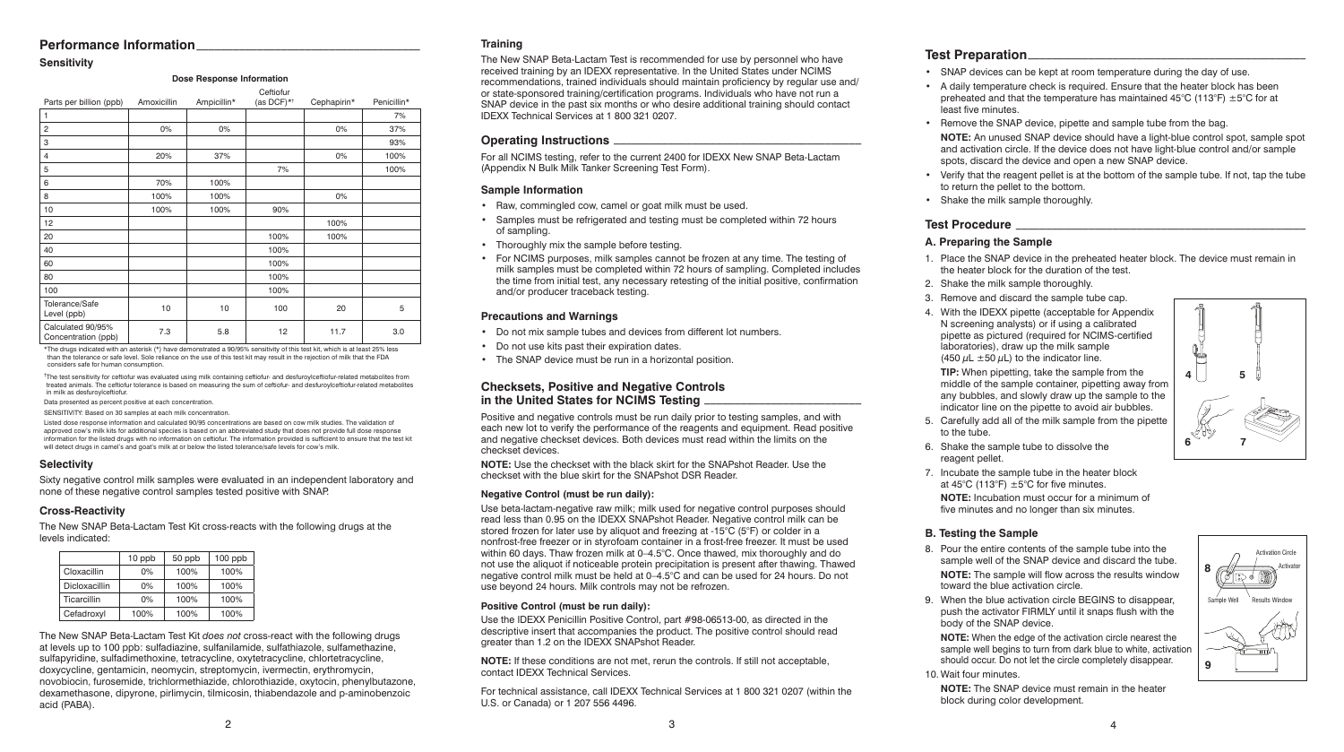## Performance Information

### Sensitivity

**Dose Response Information**

| Parts per billion (ppb) | Amoxicillin | Ampicillin* | Ceftiofur (as DCF)*† | Cephapirin* | Penicillin* |
|---|---|---|---|---|---|
| 1 | | | | | 7% |
| 2 | 0% | 0% | | 0% | 37% |
| 3 | | | | | 93% |
| 4 | 20% | 37% | | 0% | 100% |
| 5 | | | 7% | | 100% |
| 6 | 70% | 100% | | | |
| 8 | 100% | 100% | | 0% | |
| 10 | 100% | 100% | 90% | | |
| 12 | | | | 100% | |
| 20 | | | 100% | 100% | |
| 40 | | | 100% | | |
| 60 | | | 100% | | |
| 80 | | | 100% | | |
| 100 | | | 100% | | |
| Tolerance/Safe Level (ppb) | 10 | 10 | 100 | 20 | 5 |
| Calculated 90/95% Concentration (ppb) | 7.3 | 5.8 | 12 | 11.7 | 3.0 |

*The drugs indicated with an asterisk (*) have demonstrated a 90/95% sensitivity of this test kit, which is at least 25% less than the tolerance or safe level. Sole reliance on the use of this test kit may result in the rejection of milk that the FDA considers safe for human consumption.

†The test sensitivity for ceftiofur was evaluated using milk containing ceftiofur- and desfuroylceftiofur-related metabolites from treated animals. The ceftiofur tolerance is based on measuring the sum of ceftiofur- and desfuroylceftiofur-related metabolites in milk as desfuroylceftiofur.

Data presented as percent positive at each concentration.

SENSITIVITY: Based on 30 samples at each milk concentration.

Listed dose response information and calculated 90/95 concentrations are based on cow milk studies. The validation of approved cow's milk kits for additional species is based on an abbreviated study that does not provide full dose response information for the listed drugs with no information on ceftiofur. The information provided is sufficient to ensure that the test kit will detect drugs in camel's and goat's milk at or below the listed tolerance/safe levels for cow's milk.

### Selectivity

Sixty negative control milk samples were evaluated in an independent laboratory and none of these negative control samples tested positive with SNAP.

### Cross-Reactivity

The New SNAP Beta-Lactam Test Kit cross-reacts with the following drugs at the levels indicated:

| | 10 ppb | 50 ppb | 100 ppb |
|---|---|---|---|
| Cloxacillin | 0% | 100% | 100% |
| Dicloxacillin | 0% | 100% | 100% |
| Ticarcillin | 0% | 100% | 100% |
| Cefadroxyl | 100% | 100% | 100% |

The New SNAP Beta-Lactam Test Kit *does not* cross-react with the following drugs at levels up to 100 ppb: sulfadiazine, sulfanilamide, sulfathiazole, sulfamethazine, sulfapyridine, sulfadimethoxine, tetracycline, oxytetracycline, chlortetracycline, doxycycline, gentamicin, neomycin, streptomycin, ivermectin, erythromycin, novobiocin, furosemide, trichlormethiazide, chlorothiazide, oxytocin, phenylbutazone, dexamethasone, dipyrone, pirlimycin, tilmicosin, thiabendazole and p-aminobenzoic acid (PABA).

### Training

The New SNAP Beta-Lactam Test is recommended for use by personnel who have received training by an IDEXX representative. In the United States under NCIMS recommendations, trained individuals should maintain proficiency by regular use and/or state-sponsored training/certification programs. Individuals who have not run a SNAP device in the past six months or who desire additional training should contact IDEXX Technical Services at 1 800 321 0207.

## Operating Instructions

For all NCIMS testing, refer to the current 2400 for IDEXX New SNAP Beta-Lactam (Appendix N Bulk Milk Tanker Screening Test Form).

### Sample Information

- Raw, commingled cow, camel or goat milk must be used.
- Samples must be refrigerated and testing must be completed within 72 hours of sampling.
- Thoroughly mix the sample before testing.
- For NCIMS purposes, milk samples cannot be frozen at any time. The testing of milk samples must be completed within 72 hours of sampling. Completed includes the time from initial test, any necessary retesting of the initial positive, confirmation and/or producer traceback testing.

### Precautions and Warnings

- Do not mix sample tubes and devices from different lot numbers.
- Do not use kits past their expiration dates.
- The SNAP device must be run in a horizontal position.

## Checksets, Positive and Negative Controls in the United States for NCIMS Testing

Positive and negative controls must be run daily prior to testing samples, and with each new lot to verify the performance of the reagents and equipment. Read positive and negative checkset devices. Both devices must read within the limits on the checkset devices.

**NOTE:** Use the checkset with the black skirt for the SNAPshot Reader. Use the checkset with the blue skirt for the SNAPshot DSR Reader.

### Negative Control (must be run daily):

Use beta-lactam-negative raw milk; milk used for negative control purposes should read less than 0.95 on the IDEXX SNAPshot Reader. Negative control milk can be stored frozen for later use by aliquot and freezing at -15°C (5°F) or colder in a nonfrost-free freezer or in styrofoam container in a frost-free freezer. It must be used within 60 days. Thaw frozen milk at 0–4.5°C. Once thawed, mix thoroughly and do not use the aliquot if noticeable protein precipitation is present after thawing. Thawed negative control milk must be held at 0–4.5°C and can be used for 24 hours. Do not use beyond 24 hours. Milk controls may not be refrozen.

### Positive Control (must be run daily):

Use the IDEXX Penicillin Positive Control, part #98-06513-00, as directed in the descriptive insert that accompanies the product. The positive control should read greater than 1.2 on the IDEXX SNAPshot Reader.

**NOTE:** If these conditions are not met, rerun the controls. If still not acceptable, contact IDEXX Technical Services.

For technical assistance, call IDEXX Technical Services at 1 800 321 0207 (within the U.S. or Canada) or 1 207 556 4496.

## Test Preparation

- SNAP devices can be kept at room temperature during the day of use.
- A daily temperature check is required. Ensure that the heater block has been preheated and that the temperature has maintained 45°C (113°F) ±5°C for at least five minutes.
- Remove the SNAP device, pipette and sample tube from the bag.

  **NOTE:** An unused SNAP device should have a light-blue control spot, sample spot and activation circle. If the device does not have light-blue control and/or sample spots, discard the device and open a new SNAP device.
- Verify that the reagent pellet is at the bottom of the sample tube. If not, tap the tube to return the pellet to the bottom.
- Shake the milk sample thoroughly.

## Test Procedure

### A. Preparing the Sample

1. Place the SNAP device in the preheated heater block. The device must remain in the heater block for the duration of the test.
2. Shake the milk sample thoroughly.
3. Remove and discard the sample tube cap.
4. With the IDEXX pipette (acceptable for Appendix N screening analysts) or if using a calibrated pipette as pictured (required for NCIMS-certified laboratories), draw up the milk sample (450 $\mu$L ±50 $\mu$L) to the indicator line.

   **TIP:** When pipetting, take the sample from the middle of the sample container, pipetting away from any bubbles, and slowly draw up the sample to the indicator line on the pipette to avoid air bubbles.
5. Carefully add all of the milk sample from the pipette to the tube.
6. Shake the sample tube to dissolve the reagent pellet.
7. Incubate the sample tube in the heater block at 45°C (113°F) ±5°C for five minutes.

   **NOTE:** Incubation must occur for a minimum of five minutes and no longer than six minutes.

### B. Testing the Sample

8. Pour the entire contents of the sample tube into the sample well of the SNAP device and discard the tube.

   **NOTE:** The sample will flow across the results window toward the blue activation circle.
9. When the blue activation circle BEGINS to disappear, push the activator FIRMLY until it snaps flush with the body of the SNAP device.

   **NOTE:** When the edge of the activation circle nearest the sample well begins to turn from dark blue to white, activation should occur. Do not let the circle completely disappear.
10. Wait four minutes.

    **NOTE:** The SNAP device must remain in the heater block during color development.